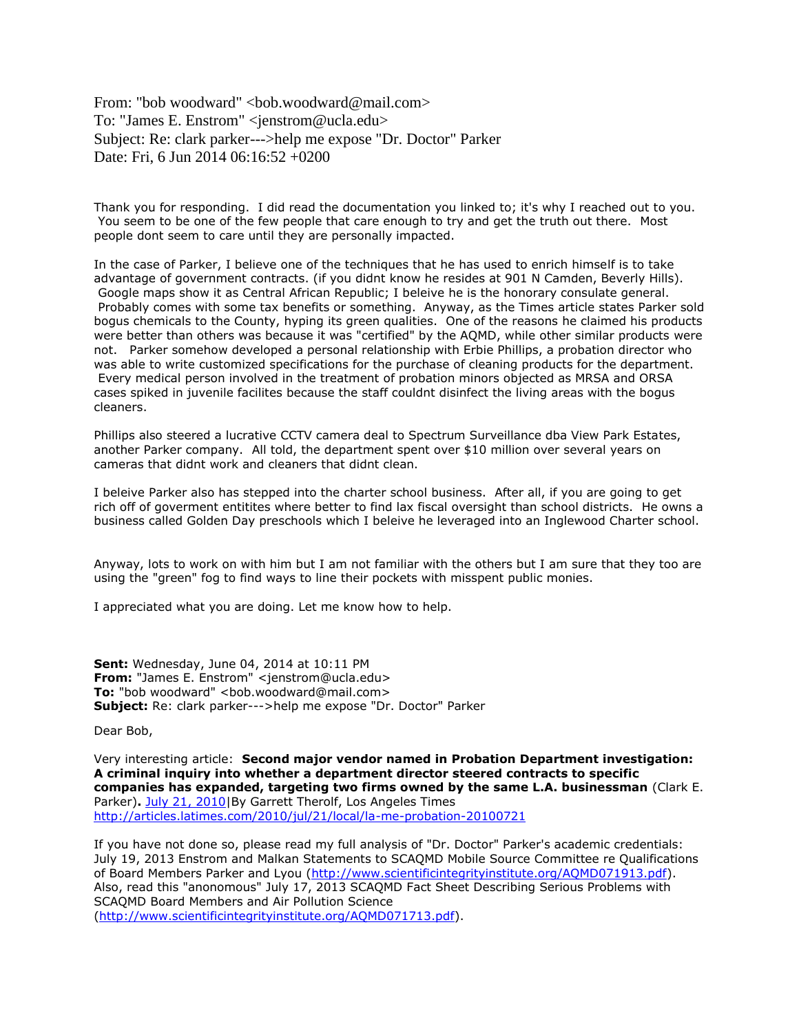From: "bob woodward" <bob.woodward@mail.com>
To: "James E. Enstrom" <jenstrom@ucla.edu>
Subject: Re: clark parker--->help me expose "Dr. Doctor" Parker
Date: Fri, 6 Jun 2014 06:16:52 +0200

Thank you for responding. I did read the documentation you linked to; it's why I reached out to you. You seem to be one of the few people that care enough to try and get the truth out there. Most people dont seem to care until they are personally impacted.

In the case of Parker, I believe one of the techniques that he has used to enrich himself is to take advantage of government contracts. (if you didnt know he resides at 901 N Camden, Beverly Hills). Google maps show it as Central African Republic; I beleive he is the honorary consulate general. Probably comes with some tax benefits or something. Anyway, as the Times article states Parker sold bogus chemicals to the County, hyping its green qualities. One of the reasons he claimed his products were better than others was because it was "certified" by the AQMD, while other similar products were not. Parker somehow developed a personal relationship with Erbie Phillips, a probation director who was able to write customized specifications for the purchase of cleaning products for the department. Every medical person involved in the treatment of probation minors objected as MRSA and ORSA cases spiked in juvenile facilites because the staff couldnt disinfect the living areas with the bogus cleaners.

Phillips also steered a lucrative CCTV camera deal to Spectrum Surveillance dba View Park Estates, another Parker company. All told, the department spent over $10 million over several years on cameras that didnt work and cleaners that didnt clean.

I beleive Parker also has stepped into the charter school business. After all, if you are going to get rich off of goverment entitites where better to find lax fiscal oversight than school districts. He owns a business called Golden Day preschools which I beleive he leveraged into an Inglewood Charter school.

Anyway, lots to work on with him but I am not familiar with the others but I am sure that they too are using the "green" fog to find ways to line their pockets with misspent public monies.

I appreciated what you are doing. Let me know how to help.

**Sent:** Wednesday, June 04, 2014 at 10:11 PM
**From:** "James E. Enstrom" <jenstrom@ucla.edu>
**To:** "bob woodward" <bob.woodward@mail.com>
**Subject:** Re: clark parker--->help me expose "Dr. Doctor" Parker

Dear Bob,

Very interesting article: **Second major vendor named in Probation Department investigation: A criminal inquiry into whether a department director steered contracts to specific companies has expanded, targeting two firms owned by the same L.A. businessman** (Clark E. Parker)**.** July 21, 2010|By Garrett Therolf, Los Angeles Times
http://articles.latimes.com/2010/jul/21/local/la-me-probation-20100721

If you have not done so, please read my full analysis of "Dr. Doctor" Parker's academic credentials: July 19, 2013 Enstrom and Malkan Statements to SCAQMD Mobile Source Committee re Qualifications of Board Members Parker and Lyou (http://www.scientificintegrityinstitute.org/AQMD071913.pdf). Also, read this "anonomous" July 17, 2013 SCAQMD Fact Sheet Describing Serious Problems with SCAQMD Board Members and Air Pollution Science (http://www.scientificintegrityinstitute.org/AQMD071713.pdf).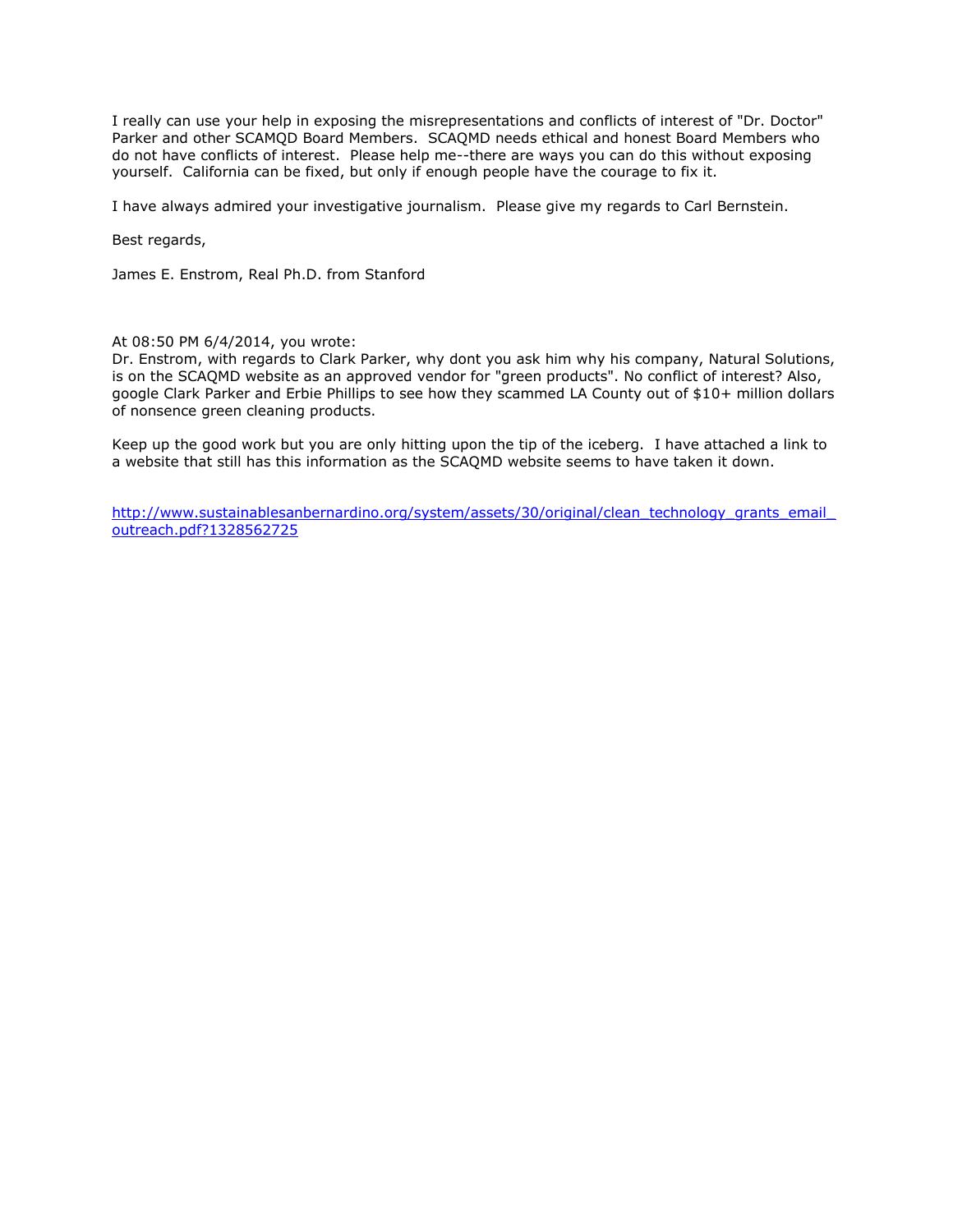I really can use your help in exposing the misrepresentations and conflicts of interest of "Dr. Doctor" Parker and other SCAMQD Board Members. SCAQMD needs ethical and honest Board Members who do not have conflicts of interest. Please help me--there are ways you can do this without exposing yourself. California can be fixed, but only if enough people have the courage to fix it.

I have always admired your investigative journalism. Please give my regards to Carl Bernstein.

Best regards,

James E. Enstrom, Real Ph.D. from Stanford

At 08:50 PM 6/4/2014, you wrote:
Dr. Enstrom, with regards to Clark Parker, why dont you ask him why his company, Natural Solutions, is on the SCAQMD website as an approved vendor for "green products". No conflict of interest? Also, google Clark Parker and Erbie Phillips to see how they scammed LA County out of $10+ million dollars of nonsence green cleaning products.

Keep up the good work but you are only hitting upon the tip of the iceberg. I have attached a link to a website that still has this information as the SCAQMD website seems to have taken it down.

[http://www.sustainablesanbernardino.org/system/assets/30/original/clean_technology_grants_email_outreach.pdf?1328562725](http://www.sustainablesanbernardino.org/system/assets/30/original/clean_technology_grants_email_outreach.pdf?1328562725)